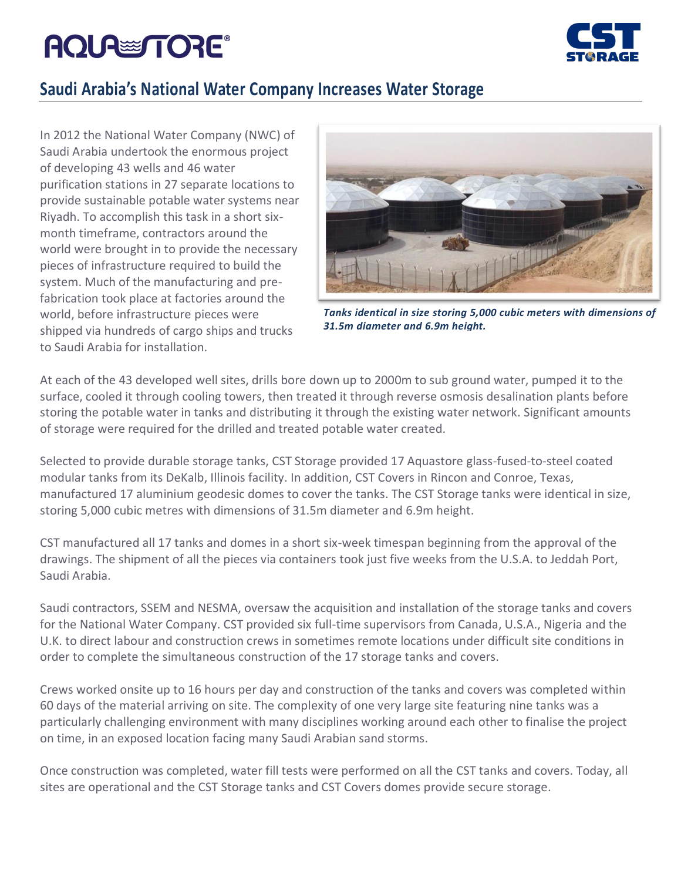# Saudi Arabia's National Water Company Increases Water Storage

In 2012 the National Water Company (NWC) of Saudi Arabia undertook the enormous project of developing 43 wells and 46 water purification stations in 27 separate locations to provide sustainable potable water systems near Riyadh. To accomplish this task in a short six-month timeframe, contractors around the world were brought in to provide the necessary pieces of infrastructure required to build the system. Much of the manufacturing and pre-fabrication took place at factories around the world, before infrastructure pieces were shipped via hundreds of cargo ships and trucks to Saudi Arabia for installation.

***Tanks identical in size storing 5,000 cubic meters with dimensions of 31.5m diameter and 6.9m height.***

At each of the 43 developed well sites, drills bore down up to 2000m to sub ground water, pumped it to the surface, cooled it through cooling towers, then treated it through reverse osmosis desalination plants before storing the potable water in tanks and distributing it through the existing water network. Significant amounts of storage were required for the drilled and treated potable water created.

Selected to provide durable storage tanks, CST Storage provided 17 Aquastore glass-fused-to-steel coated modular tanks from its DeKalb, Illinois facility. In addition, CST Covers in Rincon and Conroe, Texas, manufactured 17 aluminium geodesic domes to cover the tanks. The CST Storage tanks were identical in size, storing 5,000 cubic metres with dimensions of 31.5m diameter and 6.9m height.

CST manufactured all 17 tanks and domes in a short six-week timespan beginning from the approval of the drawings. The shipment of all the pieces via containers took just five weeks from the U.S.A. to Jeddah Port, Saudi Arabia.

Saudi contractors, SSEM and NESMA, oversaw the acquisition and installation of the storage tanks and covers for the National Water Company. CST provided six full-time supervisors from Canada, U.S.A., Nigeria and the U.K. to direct labour and construction crews in sometimes remote locations under difficult site conditions in order to complete the simultaneous construction of the 17 storage tanks and covers.

Crews worked onsite up to 16 hours per day and construction of the tanks and covers was completed within 60 days of the material arriving on site. The complexity of one very large site featuring nine tanks was a particularly challenging environment with many disciplines working around each other to finalise the project on time, in an exposed location facing many Saudi Arabian sand storms.

Once construction was completed, water fill tests were performed on all the CST tanks and covers. Today, all sites are operational and the CST Storage tanks and CST Covers domes provide secure storage.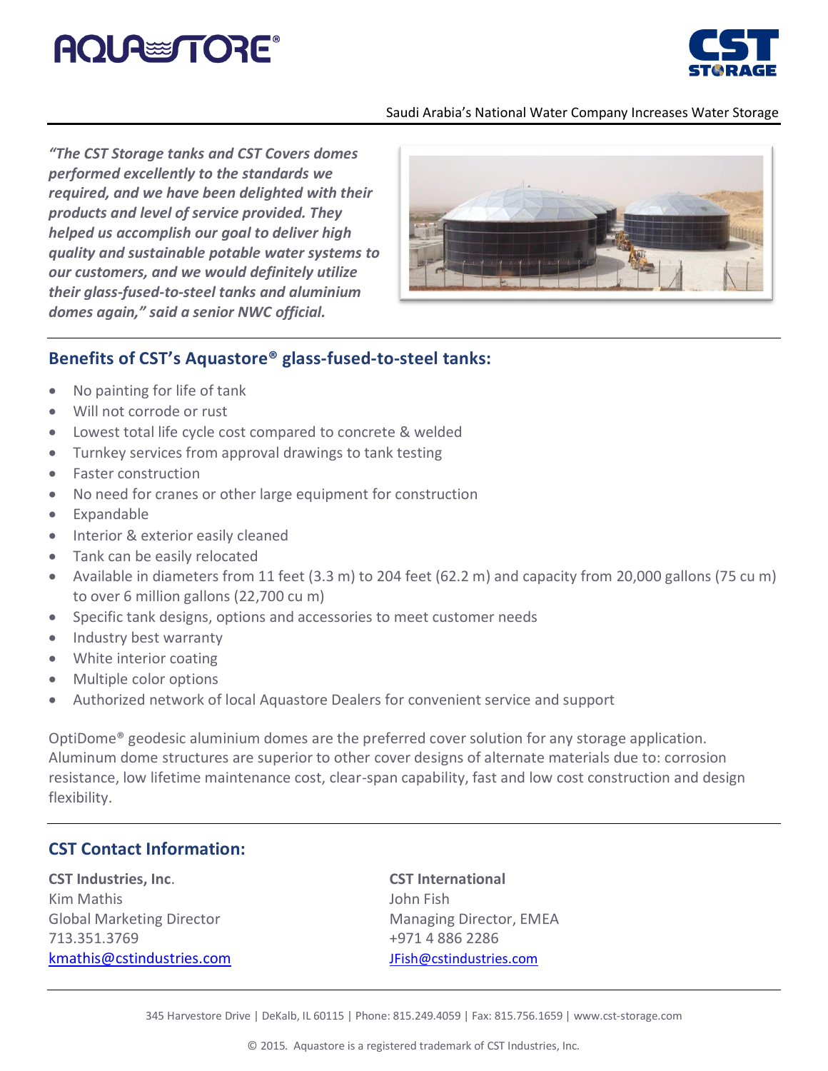Saudi Arabia's National Water Company Increases Water Storage

***"The CST Storage tanks and CST Covers domes performed excellently to the standards we required, and we have been delighted with their products and level of service provided. They helped us accomplish our goal to deliver high quality and sustainable potable water systems to our customers, and we would definitely utilize their glass-fused-to-steel tanks and aluminium domes again," said a senior NWC official.***

## Benefits of CST's Aquastore® glass-fused-to-steel tanks:

- No painting for life of tank
- Will not corrode or rust
- Lowest total life cycle cost compared to concrete & welded
- Turnkey services from approval drawings to tank testing
- Faster construction
- No need for cranes or other large equipment for construction
- Expandable
- Interior & exterior easily cleaned
- Tank can be easily relocated
- Available in diameters from 11 feet (3.3 m) to 204 feet (62.2 m) and capacity from 20,000 gallons (75 cu m) to over 6 million gallons (22,700 cu m)
- Specific tank designs, options and accessories to meet customer needs
- Industry best warranty
- White interior coating
- Multiple color options
- Authorized network of local Aquastore Dealers for convenient service and support

OptiDome® geodesic aluminium domes are the preferred cover solution for any storage application. Aluminum dome structures are superior to other cover designs of alternate materials due to: corrosion resistance, low lifetime maintenance cost, clear-span capability, fast and low cost construction and design flexibility.

## CST Contact Information:

**CST Industries, Inc.**
Kim Mathis
Global Marketing Director
713.351.3769
kmathis@cstindustries.com

**CST International**
John Fish
Managing Director, EMEA
+971 4 886 2286
JFish@cstindustries.com

345 Harvestore Drive | DeKalb, IL 60115 | Phone: 815.249.4059 | Fax: 815.756.1659 | www.cst-storage.com

© 2015. Aquastore is a registered trademark of CST Industries, Inc.